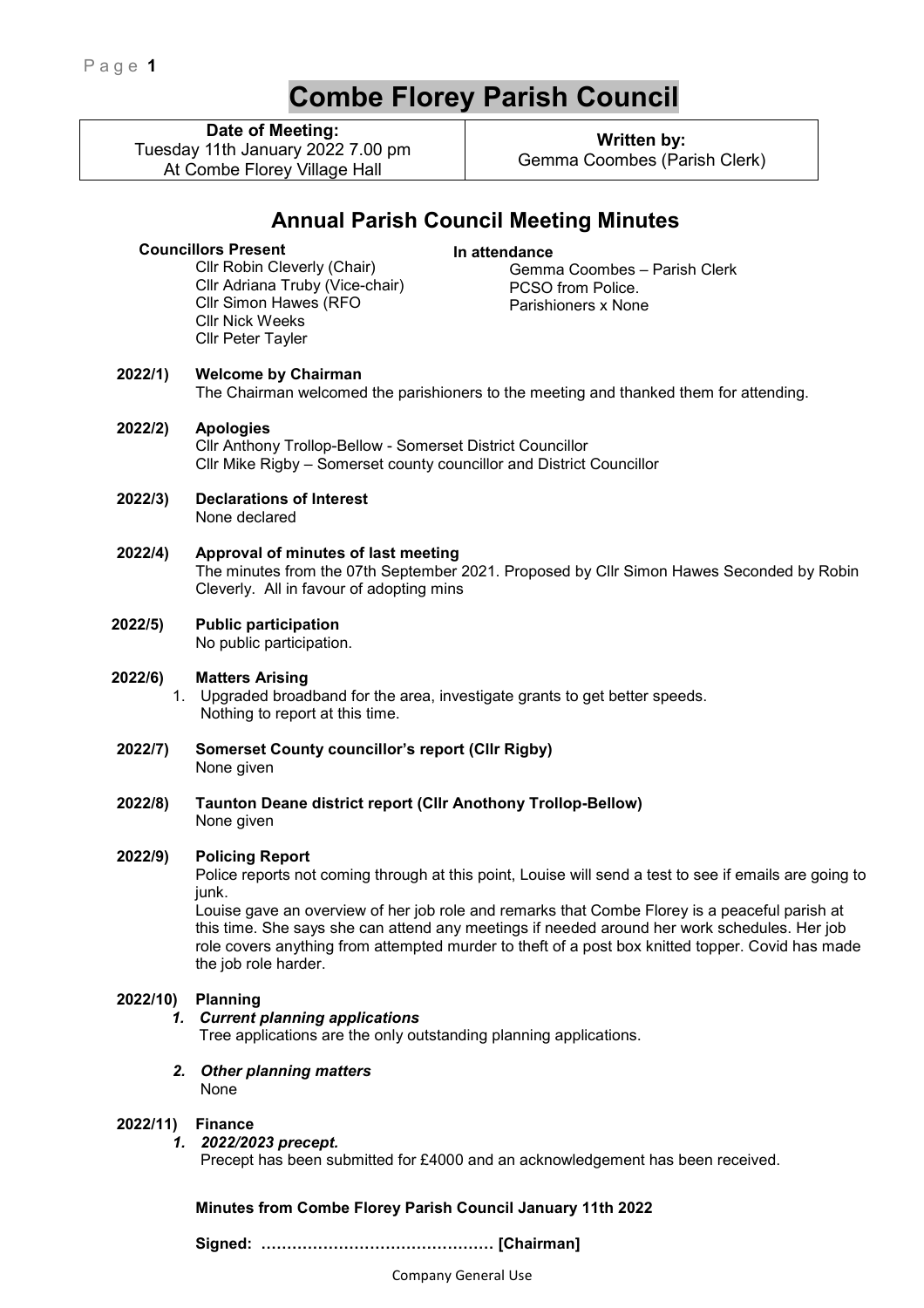# Combe Florey Parish Council

| Date of Meeting: Tuesday 11th January 2022 7.00 pm At Combe Florey Village Hall | Written by: Gemma Coombes (Parish Clerk) |
| --- | --- |

## Annual Parish Council Meeting Minutes

**Councillors Present**
Cllr Robin Cleverly (Chair)
Cllr Adriana Truby (Vice-chair)
Cllr Simon Hawes (RFO
Cllr Nick Weeks
Cllr Peter Tayler

**In attendance**
Gemma Coombes – Parish Clerk
PCSO from Police.
Parishioners x None

**2022/1) Welcome by Chairman**
The Chairman welcomed the parishioners to the meeting and thanked them for attending.

**2022/2) Apologies**
Cllr Anthony Trollop-Bellow - Somerset District Councillor
Cllr Mike Rigby – Somerset county councillor and District Councillor

**2022/3) Declarations of Interest**
None declared

**2022/4) Approval of minutes of last meeting**
The minutes from the 07th September 2021. Proposed by Cllr Simon Hawes Seconded by Robin Cleverly. All in favour of adopting mins

**2022/5) Public participation**
No public participation.

**2022/6) Matters Arising**

1. Upgraded broadband for the area, investigate grants to get better speeds. Nothing to report at this time.

**2022/7) Somerset County councillor's report (Cllr Rigby)**
None given

**2022/8) Taunton Deane district report (Cllr Anothony Trollop-Bellow)**
None given

**2022/9) Policing Report**
Police reports not coming through at this point, Louise will send a test to see if emails are going to junk.
Louise gave an overview of her job role and remarks that Combe Florey is a peaceful parish at this time. She says she can attend any meetings if needed around her work schedules. Her job role covers anything from attempted murder to theft of a post box knitted topper. Covid has made the job role harder.

**2022/10) Planning**

1. ***Current planning applications***
   Tree applications are the only outstanding planning applications.
2. ***Other planning matters***
   None

**2022/11) Finance**

1. ***2022/2023 precept.***
   Precept has been submitted for £4000 and an acknowledgement has been received.

**Minutes from Combe Florey Parish Council January 11th 2022**

**Signed: ……………………………………… [Chairman]**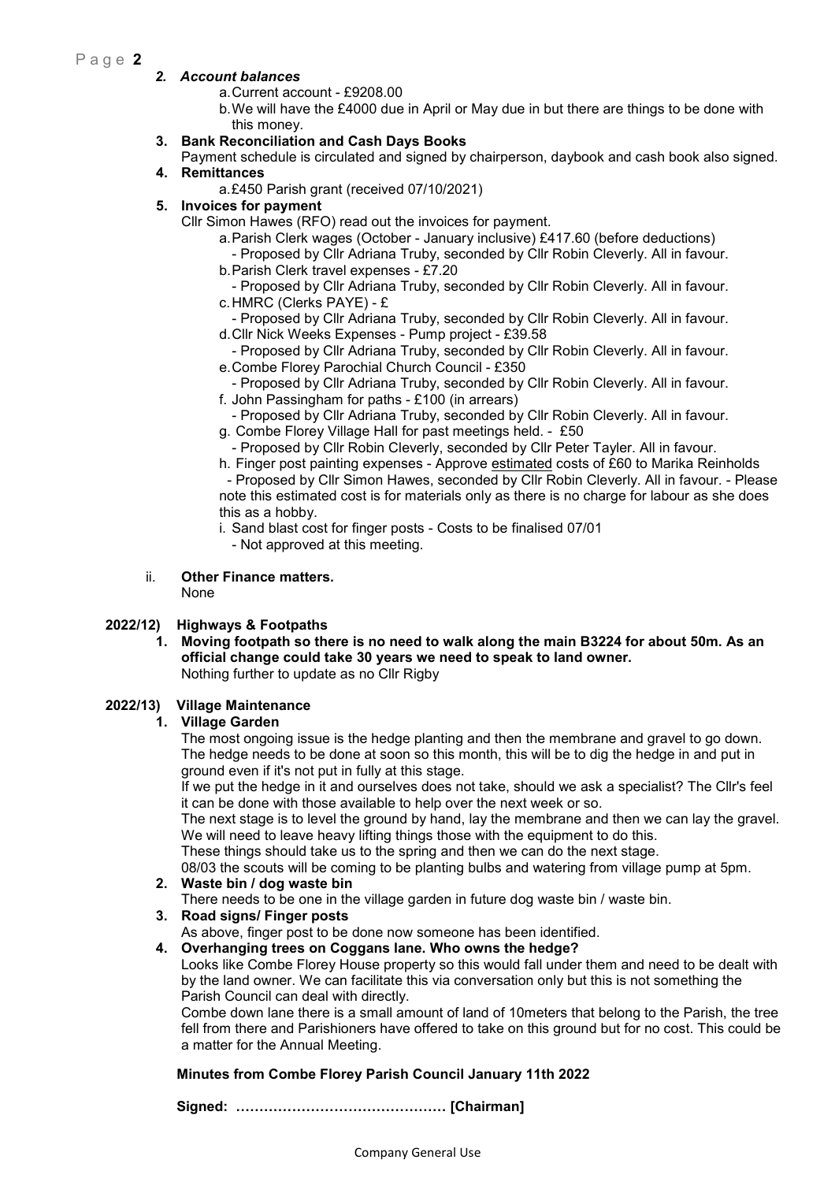*2. Account balances*

a. Current account - £9208.00
b. We will have the £4000 due in April or May due in but there are things to be done with this money.

**3. Bank Reconciliation and Cash Days Books**

Payment schedule is circulated and signed by chairperson, daybook and cash book also signed.

**4. Remittances**

a. £450 Parish grant (received 07/10/2021)

**5. Invoices for payment**

Cllr Simon Hawes (RFO) read out the invoices for payment.

a. Parish Clerk wages (October - January inclusive) £417.60 (before deductions)
   - Proposed by Cllr Adriana Truby, seconded by Cllr Robin Cleverly. All in favour.
b. Parish Clerk travel expenses - £7.20
   - Proposed by Cllr Adriana Truby, seconded by Cllr Robin Cleverly. All in favour.
c. HMRC (Clerks PAYE) - £
   - Proposed by Cllr Adriana Truby, seconded by Cllr Robin Cleverly. All in favour.
d. Cllr Nick Weeks Expenses - Pump project - £39.58
   - Proposed by Cllr Adriana Truby, seconded by Cllr Robin Cleverly. All in favour.
e. Combe Florey Parochial Church Council - £350
   - Proposed by Cllr Adriana Truby, seconded by Cllr Robin Cleverly. All in favour.
f. John Passingham for paths - £100 (in arrears)
   - Proposed by Cllr Adriana Truby, seconded by Cllr Robin Cleverly. All in favour.
g. Combe Florey Village Hall for past meetings held. - £50
   - Proposed by Cllr Robin Cleverly, seconded by Cllr Peter Tayler. All in favour.
h. Finger post painting expenses - Approve estimated costs of £60 to Marika Reinholds
   - Proposed by Cllr Simon Hawes, seconded by Cllr Robin Cleverly. All in favour. - Please note this estimated cost is for materials only as there is no charge for labour as she does this as a hobby.
i. Sand blast cost for finger posts - Costs to be finalised 07/01
   - Not approved at this meeting.

ii. **Other Finance matters.**

None

**2022/12) Highways & Footpaths**

**1. Moving footpath so there is no need to walk along the main B3224 for about 50m. As an official change could take 30 years we need to speak to land owner.**

Nothing further to update as no Cllr Rigby

**2022/13) Village Maintenance**

**1. Village Garden**

The most ongoing issue is the hedge planting and then the membrane and gravel to go down. The hedge needs to be done at soon so this month, this will be to dig the hedge in and put in ground even if it's not put in fully at this stage.

If we put the hedge in it and ourselves does not take, should we ask a specialist? The Cllr's feel it can be done with those available to help over the next week or so.

The next stage is to level the ground by hand, lay the membrane and then we can lay the gravel. We will need to leave heavy lifting things those with the equipment to do this.

These things should take us to the spring and then we can do the next stage.

08/03 the scouts will be coming to be planting bulbs and watering from village pump at 5pm.

**2. Waste bin / dog waste bin**

There needs to be one in the village garden in future dog waste bin / waste bin.

**3. Road signs/ Finger posts**

As above, finger post to be done now someone has been identified.

**4. Overhanging trees on Coggans lane. Who owns the hedge?**

Looks like Combe Florey House property so this would fall under them and need to be dealt with by the land owner. We can facilitate this via conversation only but this is not something the Parish Council can deal with directly.

Combe down lane there is a small amount of land of 10meters that belong to the Parish, the tree fell from there and Parishioners have offered to take on this ground but for no cost. This could be a matter for the Annual Meeting.

**Minutes from Combe Florey Parish Council January 11th 2022**

**Signed: ……………………………………… [Chairman]**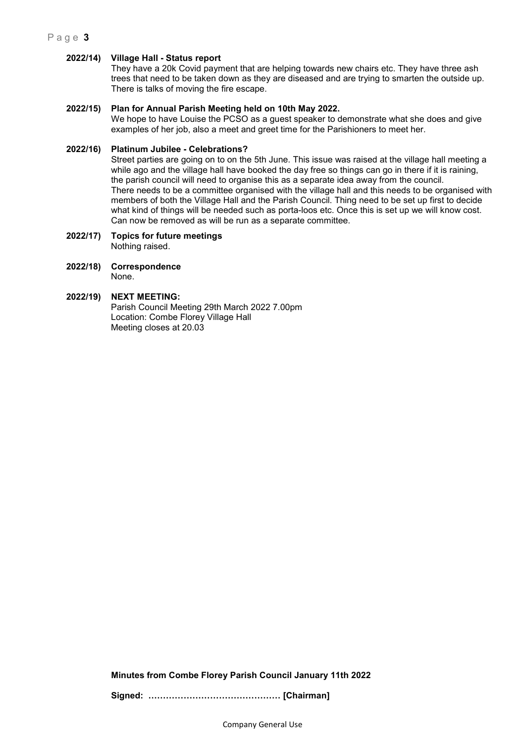**2022/14) Village Hall - Status report**

They have a 20k Covid payment that are helping towards new chairs etc. They have three ash trees that need to be taken down as they are diseased and are trying to smarten the outside up. There is talks of moving the fire escape.

**2022/15) Plan for Annual Parish Meeting held on 10th May 2022.**

We hope to have Louise the PCSO as a guest speaker to demonstrate what she does and give examples of her job, also a meet and greet time for the Parishioners to meet her.

**2022/16) Platinum Jubilee - Celebrations?**

Street parties are going on to on the 5th June. This issue was raised at the village hall meeting a while ago and the village hall have booked the day free so things can go in there if it is raining, the parish council will need to organise this as a separate idea away from the council. There needs to be a committee organised with the village hall and this needs to be organised with members of both the Village Hall and the Parish Council. Thing need to be set up first to decide what kind of things will be needed such as porta-loos etc. Once this is set up we will know cost. Can now be removed as will be run as a separate committee.

**2022/17) Topics for future meetings**

Nothing raised.

**2022/18) Correspondence**

None.

**2022/19) NEXT MEETING:**

Parish Council Meeting 29th March 2022 7.00pm
Location: Combe Florey Village Hall
Meeting closes at 20.03

**Minutes from Combe Florey Parish Council January 11th 2022**

**Signed: ……………………………………… [Chairman]**

Company General Use